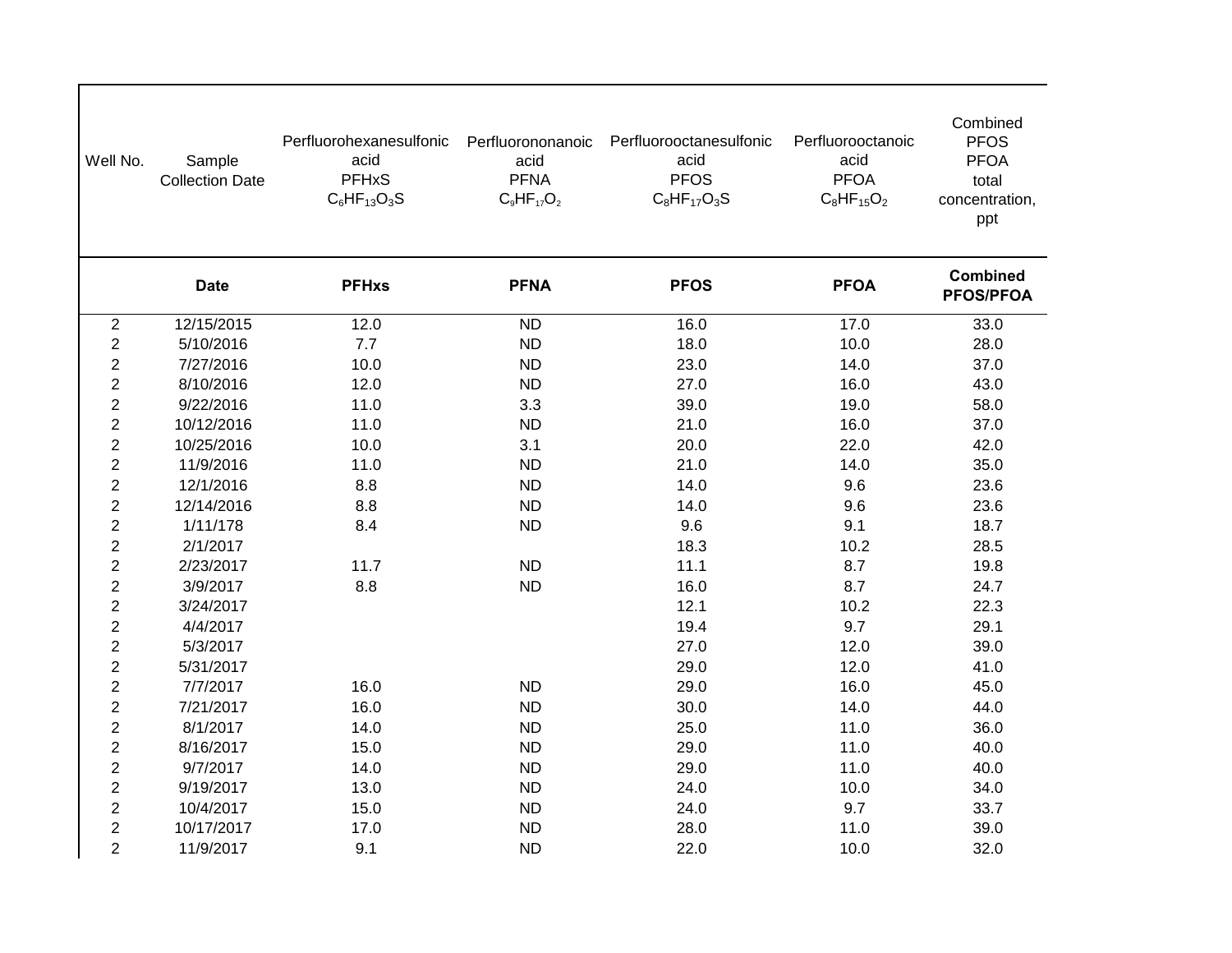| Well No. | Sample Collection Date | Perfluorohexanesulfonic acid PFHxS $C_6HF_{13}O_3S$ | Perfluorononanoic acid PFNA $C_9HF_{17}O_2$ | Perfluorooctanesulfonic acid PFOS $C_8HF_{17}O_3S$ | Perfluorooctanoic acid PFOA $C_8HF_{15}O_2$ | Combined PFOS PFOA total concentration, ppt |
|---|---|---|---|---|---|---|
| | **Date** | **PFHxs** | **PFNA** | **PFOS** | **PFOA** | **Combined PFOS/PFOA** |
| 2 | 12/15/2015 | 12.0 | ND | 16.0 | 17.0 | 33.0 |
| 2 | 5/10/2016 | 7.7 | ND | 18.0 | 10.0 | 28.0 |
| 2 | 7/27/2016 | 10.0 | ND | 23.0 | 14.0 | 37.0 |
| 2 | 8/10/2016 | 12.0 | ND | 27.0 | 16.0 | 43.0 |
| 2 | 9/22/2016 | 11.0 | 3.3 | 39.0 | 19.0 | 58.0 |
| 2 | 10/12/2016 | 11.0 | ND | 21.0 | 16.0 | 37.0 |
| 2 | 10/25/2016 | 10.0 | 3.1 | 20.0 | 22.0 | 42.0 |
| 2 | 11/9/2016 | 11.0 | ND | 21.0 | 14.0 | 35.0 |
| 2 | 12/1/2016 | 8.8 | ND | 14.0 | 9.6 | 23.6 |
| 2 | 12/14/2016 | 8.8 | ND | 14.0 | 9.6 | 23.6 |
| 2 | 1/11/178 | 8.4 | ND | 9.6 | 9.1 | 18.7 |
| 2 | 2/1/2017 | | | 18.3 | 10.2 | 28.5 |
| 2 | 2/23/2017 | 11.7 | ND | 11.1 | 8.7 | 19.8 |
| 2 | 3/9/2017 | 8.8 | ND | 16.0 | 8.7 | 24.7 |
| 2 | 3/24/2017 | | | 12.1 | 10.2 | 22.3 |
| 2 | 4/4/2017 | | | 19.4 | 9.7 | 29.1 |
| 2 | 5/3/2017 | | | 27.0 | 12.0 | 39.0 |
| 2 | 5/31/2017 | | | 29.0 | 12.0 | 41.0 |
| 2 | 7/7/2017 | 16.0 | ND | 29.0 | 16.0 | 45.0 |
| 2 | 7/21/2017 | 16.0 | ND | 30.0 | 14.0 | 44.0 |
| 2 | 8/1/2017 | 14.0 | ND | 25.0 | 11.0 | 36.0 |
| 2 | 8/16/2017 | 15.0 | ND | 29.0 | 11.0 | 40.0 |
| 2 | 9/7/2017 | 14.0 | ND | 29.0 | 11.0 | 40.0 |
| 2 | 9/19/2017 | 13.0 | ND | 24.0 | 10.0 | 34.0 |
| 2 | 10/4/2017 | 15.0 | ND | 24.0 | 9.7 | 33.7 |
| 2 | 10/17/2017 | 17.0 | ND | 28.0 | 11.0 | 39.0 |
| 2 | 11/9/2017 | 9.1 | ND | 22.0 | 10.0 | 32.0 |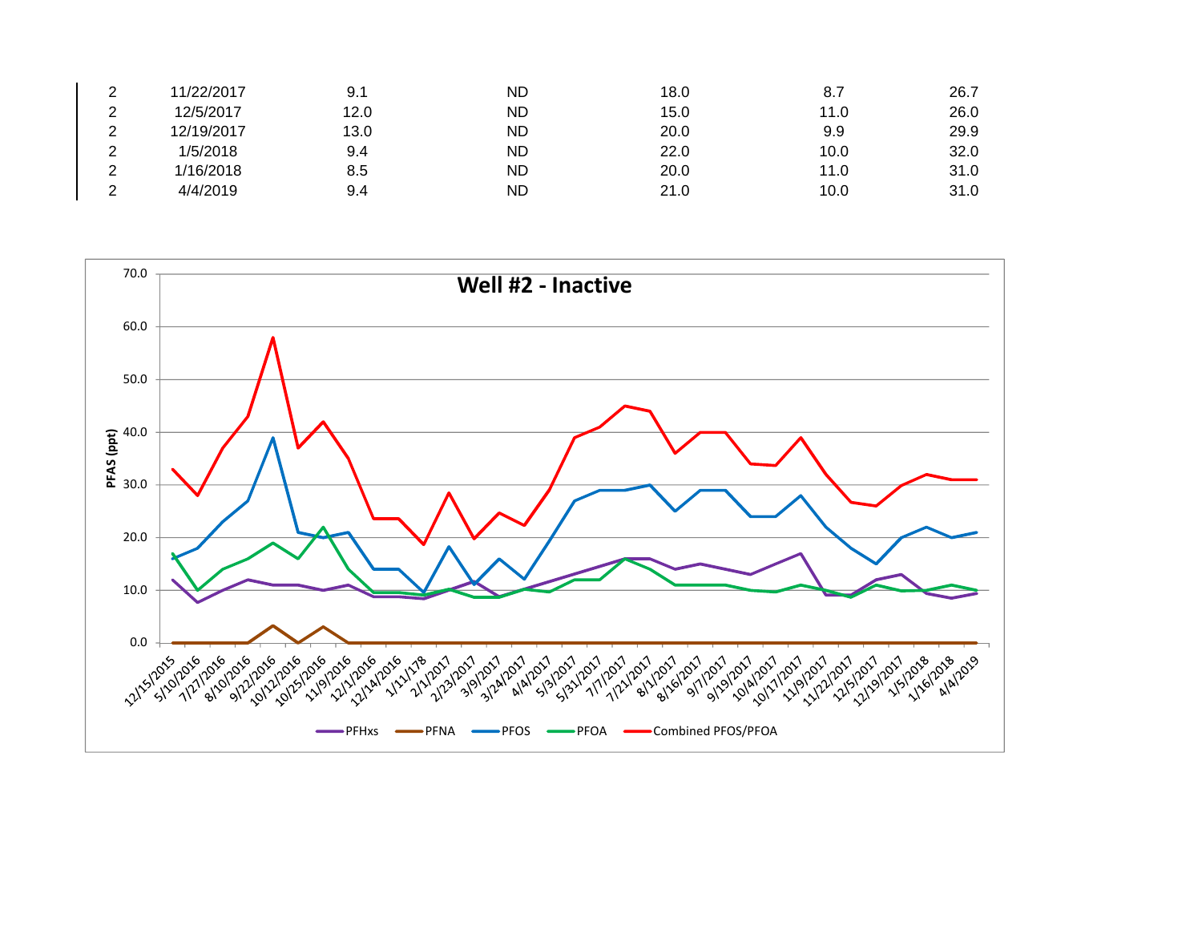| | | | | | | |
|---|---|---|---|---|---|---|
| 2 | 11/22/2017 | 9.1 | ND | 18.0 | 8.7 | 26.7 |
| 2 | 12/5/2017 | 12.0 | ND | 15.0 | 11.0 | 26.0 |
| 2 | 12/19/2017 | 13.0 | ND | 20.0 | 9.9 | 29.9 |
| 2 | 1/5/2018 | 9.4 | ND | 22.0 | 10.0 | 32.0 |
| 2 | 1/16/2018 | 8.5 | ND | 20.0 | 11.0 | 31.0 |
| 2 | 4/4/2019 | 9.4 | ND | 21.0 | 10.0 | 31.0 |

Well #2 - Inactive

PFAS (ppt)

70.0
60.0
50.0
40.0
30.0
20.0
10.0
0.0

12/15/2015, 5/10/2016, 7/27/2016, 8/10/2016, 9/22/2016, 10/12/2016, 10/25/2016, 11/9/2016, 12/1/2016, 12/14/2016, 1/11/178, 2/1/2017, 2/23/2017, 3/9/2017, 3/24/2017, 4/4/2017, 5/3/2017, 5/31/2017, 7/7/2017, 7/21/2017, 8/1/2017, 8/16/2017, 9/7/2017, 9/19/2017, 10/4/2017, 10/17/2017, 11/9/2017, 11/22/2017, 12/5/2017, 12/19/2017, 1/5/2018, 1/16/2018, 4/4/2019

PFHxs PFNA PFOS PFOA Combined PFOS/PFOA